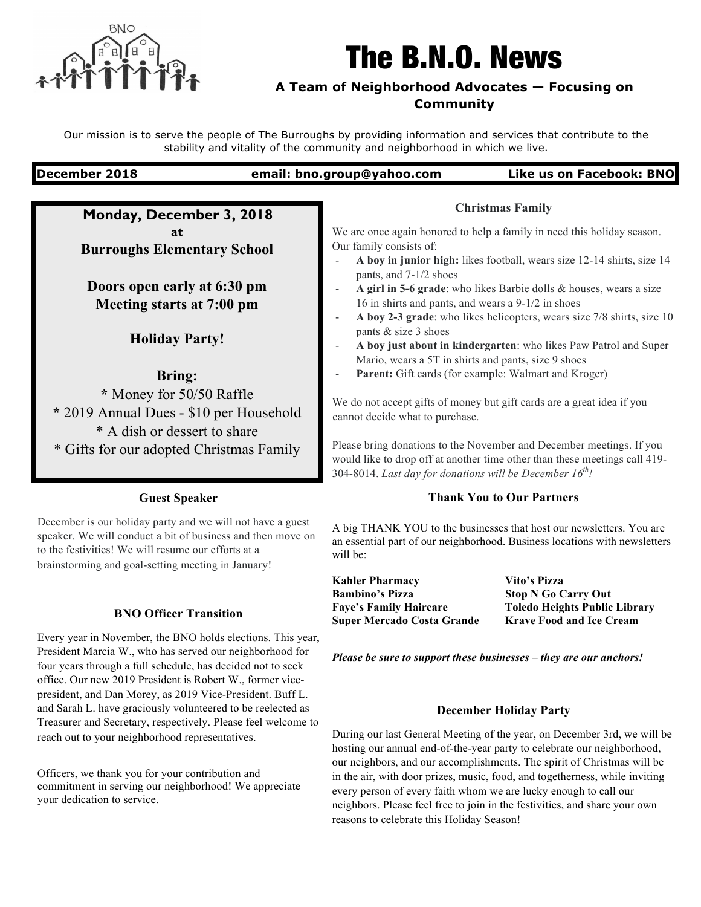# The B.N.O. News

**A Team of Neighborhood Advocates — Focusing on Community**

Our mission is to serve the people of The Burroughs by providing information and services that contribute to the stability and vitality of the community and neighborhood in which we live.

**December 2018** | **email: bno.group@yahoo.com** | **Like us on Facebook: BNO**

---

**Monday, December 3, 2018**
**at**
**Burroughs Elementary School**

**Doors open early at 6:30 pm**
**Meeting starts at 7:00 pm**

**Holiday Party!**

**Bring:**
* Money for 50/50 Raffle
* 2019 Annual Dues - $10 per Household
* A dish or dessert to share
* Gifts for our adopted Christmas Family

### Guest Speaker

December is our holiday party and we will not have a guest speaker. We will conduct a bit of business and then move on to the festivities! We will resume our efforts at a brainstorming and goal-setting meeting in January!

### BNO Officer Transition

Every year in November, the BNO holds elections. This year, President Marcia W., who has served our neighborhood for four years through a full schedule, has decided not to seek office. Our new 2019 President is Robert W., former vice-president, and Dan Morey, as 2019 Vice-President. Buff L. and Sarah L. have graciously volunteered to be reelected as Treasurer and Secretary, respectively. Please feel welcome to reach out to your neighborhood representatives.

Officers, we thank you for your contribution and commitment in serving our neighborhood! We appreciate your dedication to service.

### Christmas Family

We are once again honored to help a family in need this holiday season. Our family consists of:

- **A boy in junior high:** likes football, wears size 12-14 shirts, size 14 pants, and 7-1/2 shoes
- **A girl in 5-6 grade**: who likes Barbie dolls & houses, wears a size 16 in shirts and pants, and wears a 9-1/2 in shoes
- **A boy 2-3 grade**: who likes helicopters, wears size 7/8 shirts, size 10 pants & size 3 shoes
- **A boy just about in kindergarten**: who likes Paw Patrol and Super Mario, wears a 5T in shirts and pants, size 9 shoes
- **Parent:** Gift cards (for example: Walmart and Kroger)

We do not accept gifts of money but gift cards are a great idea if you cannot decide what to purchase.

Please bring donations to the November and December meetings. If you would like to drop off at another time other than these meetings call 419-304-8014. *Last day for donations will be December 16th!*

### Thank You to Our Partners

A big THANK YOU to the businesses that host our newsletters. You are an essential part of our neighborhood. Business locations with newsletters will be:

| | |
|---|---|
| **Kahler Pharmacy** | **Vito's Pizza** |
| **Bambino's Pizza** | **Stop N Go Carry Out** |
| **Faye's Family Haircare** | **Toledo Heights Public Library** |
| **Super Mercado Costa Grande** | **Krave Food and Ice Cream** |

***Please be sure to support these businesses – they are our anchors!***

### December Holiday Party

During our last General Meeting of the year, on December 3rd, we will be hosting our annual end-of-the-year party to celebrate our neighborhood, our neighbors, and our accomplishments. The spirit of Christmas will be in the air, with door prizes, music, food, and togetherness, while inviting every person of every faith whom we are lucky enough to call our neighbors. Please feel free to join in the festivities, and share your own reasons to celebrate this Holiday Season!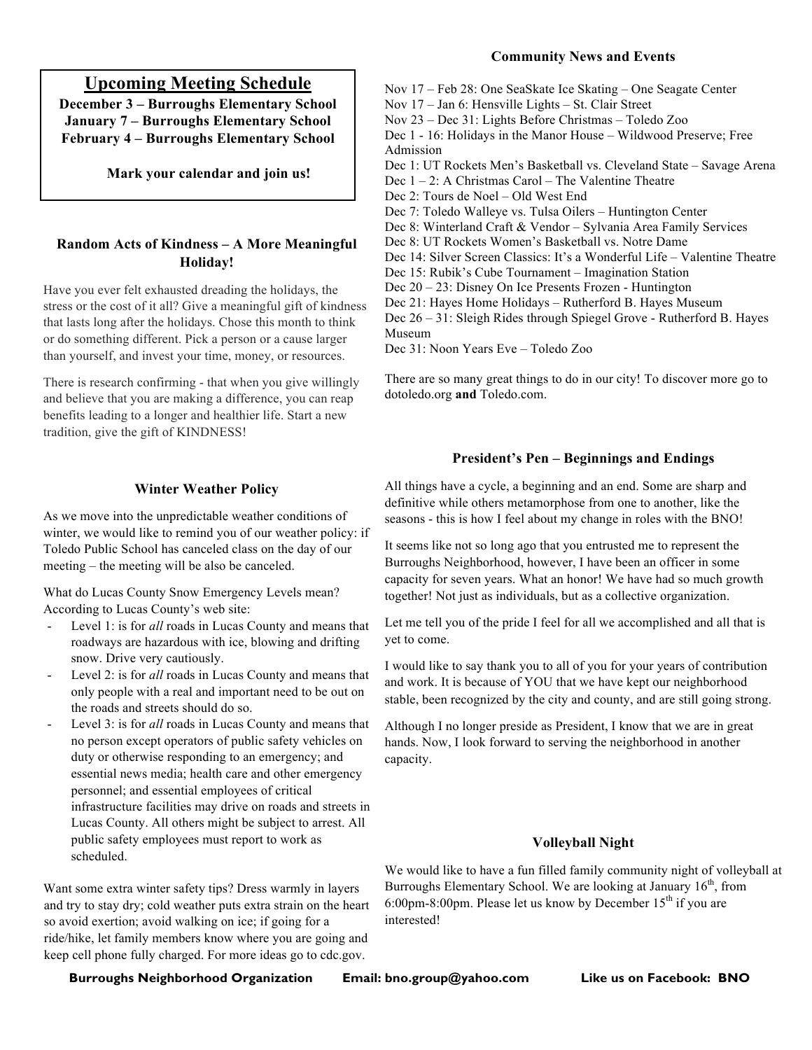## Upcoming Meeting Schedule

**December 3 – Burroughs Elementary School**
**January 7 – Burroughs Elementary School**
**February 4 – Burroughs Elementary School**

**Mark your calendar and join us!**

### Random Acts of Kindness – A More Meaningful Holiday!

Have you ever felt exhausted dreading the holidays, the stress or the cost of it all? Give a meaningful gift of kindness that lasts long after the holidays. Chose this month to think or do something different. Pick a person or a cause larger than yourself, and invest your time, money, or resources.

There is research confirming - that when you give willingly and believe that you are making a difference, you can reap benefits leading to a longer and healthier life. Start a new tradition, give the gift of KINDNESS!

### Winter Weather Policy

As we move into the unpredictable weather conditions of winter, we would like to remind you of our weather policy: if Toledo Public School has canceled class on the day of our meeting – the meeting will be also be canceled.

What do Lucas County Snow Emergency Levels mean? According to Lucas County's web site:

- Level 1: is for *all* roads in Lucas County and means that roadways are hazardous with ice, blowing and drifting snow. Drive very cautiously.
- Level 2: is for *all* roads in Lucas County and means that only people with a real and important need to be out on the roads and streets should do so.
- Level 3: is for *all* roads in Lucas County and means that no person except operators of public safety vehicles on duty or otherwise responding to an emergency; and essential news media; health care and other emergency personnel; and essential employees of critical infrastructure facilities may drive on roads and streets in Lucas County. All others might be subject to arrest. All public safety employees must report to work as scheduled.

Want some extra winter safety tips? Dress warmly in layers and try to stay dry; cold weather puts extra strain on the heart so avoid exertion; avoid walking on ice; if going for a ride/hike, let family members know where you are going and keep cell phone fully charged. For more ideas go to cdc.gov.

### Community News and Events

Nov 17 – Feb 28: One SeaSkate Ice Skating – One Seagate Center
Nov 17 – Jan 6: Hensville Lights – St. Clair Street
Nov 23 – Dec 31: Lights Before Christmas – Toledo Zoo
Dec 1 - 16: Holidays in the Manor House – Wildwood Preserve; Free Admission
Dec 1: UT Rockets Men's Basketball vs. Cleveland State – Savage Arena
Dec 1 – 2: A Christmas Carol – The Valentine Theatre
Dec 2: Tours de Noel – Old West End
Dec 7: Toledo Walleye vs. Tulsa Oilers – Huntington Center
Dec 8: Winterland Craft & Vendor – Sylvania Area Family Services
Dec 8: UT Rockets Women's Basketball vs. Notre Dame
Dec 14: Silver Screen Classics: It's a Wonderful Life – Valentine Theatre
Dec 15: Rubik's Cube Tournament – Imagination Station
Dec 20 – 23: Disney On Ice Presents Frozen - Huntington
Dec 21: Hayes Home Holidays – Rutherford B. Hayes Museum
Dec 26 – 31: Sleigh Rides through Spiegel Grove - Rutherford B. Hayes Museum
Dec 31: Noon Years Eve – Toledo Zoo

There are so many great things to do in our city! To discover more go to dotoledo.org **and** Toledo.com.

### President's Pen – Beginnings and Endings

All things have a cycle, a beginning and an end. Some are sharp and definitive while others metamorphose from one to another, like the seasons - this is how I feel about my change in roles with the BNO!

It seems like not so long ago that you entrusted me to represent the Burroughs Neighborhood, however, I have been an officer in some capacity for seven years. What an honor! We have had so much growth together! Not just as individuals, but as a collective organization.

Let me tell you of the pride I feel for all we accomplished and all that is yet to come.

I would like to say thank you to all of you for your years of contribution and work. It is because of YOU that we have kept our neighborhood stable, been recognized by the city and county, and are still going strong.

Although I no longer preside as President, I know that we are in great hands. Now, I look forward to serving the neighborhood in another capacity.

### Volleyball Night

We would like to have a fun filled family community night of volleyball at Burroughs Elementary School. We are looking at January 16th, from 6:00pm-8:00pm. Please let us know by December 15th if you are interested!

**Burroughs Neighborhood Organization Email: bno.group@yahoo.com Like us on Facebook: BNO**